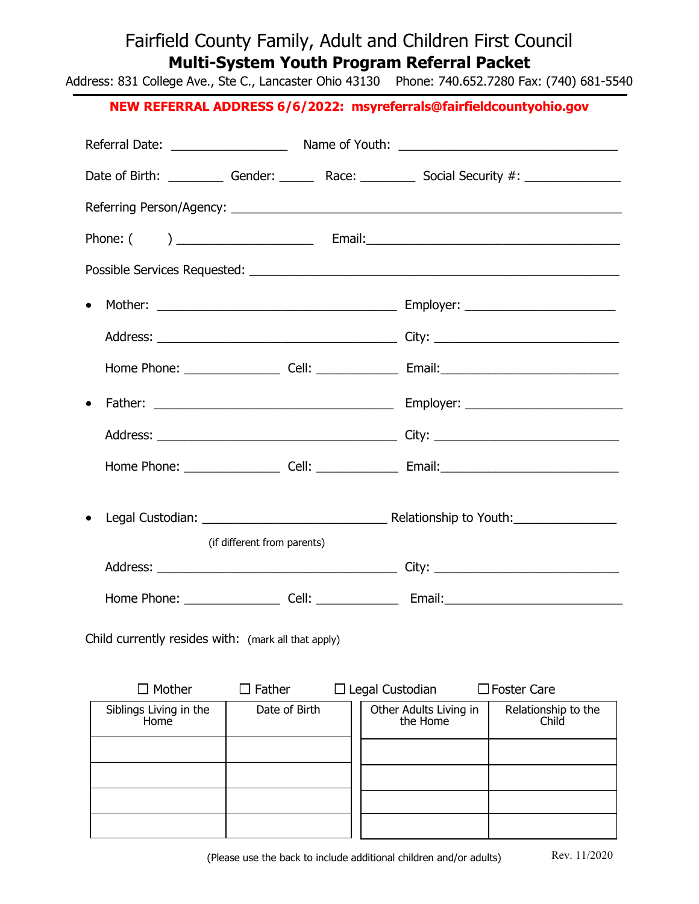# Fairfield County Family, Adult and Children First Council

## Multi-System Youth Program Referral Packet

Address: 831 College Ave., Ste C., Lancaster Ohio 43130 Phone: 740.652.7280 Fax: (740) 681-5540

**NEW REFERRAL ADDRESS 6/6/2022: msyreferrals@fairfieldcountyohio.gov**

Referral Date: _______________ Name of Youth: ______________________________

Date of Birth: _______ Gender: _____ Race: _______ Social Security #: ____________

Referring Person/Agency: ______________________________________________________

Phone: (      ) __________________ Email:___________________________________

Possible Services Requested: ___________________________________________________

- Mother: ________________________________ Employer: ____________________

  Address: ________________________________ City: ________________________

  Home Phone: _____________ Cell: ___________ Email:________________________

- Father: ________________________________ Employer: ______________________

  Address: ________________________________ City: ________________________

  Home Phone: _____________ Cell: ___________ Email:________________________

- Legal Custodian: _________________________ Relationship to Youth:______________

  (if different from parents)

  Address: ________________________________ City: ________________________

  Home Phone: _____________ Cell: ___________ Email:________________________

Child currently resides with: (mark all that apply)

☐ Mother ☐ Father ☐ Legal Custodian ☐ Foster Care

| Siblings Living in the Home | Date of Birth |
|---|---|
| | |
| | |
| | |
| | |

| Other Adults Living in the Home | Relationship to the Child |
|---|---|
| | |
| | |
| | |
| | |

(Please use the back to include additional children and/or adults)

Rev. 11/2020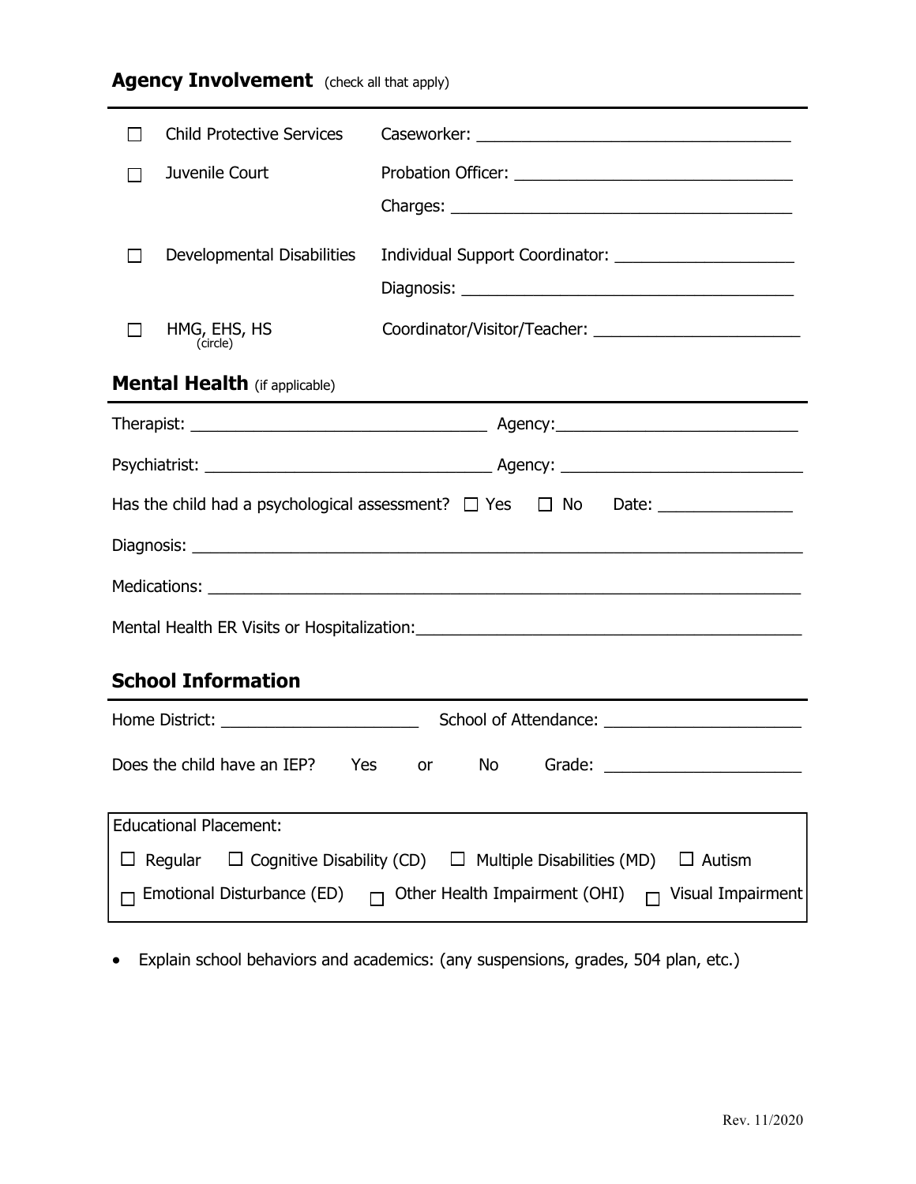## **Agency Involvement** (check all that apply)

☐ Child Protective Services — Caseworker: ___________________________________

☐ Juvenile Court — Probation Officer: _______________________________

Charges: ______________________________________

☐ Developmental Disabilities — Individual Support Coordinator: ____________________

Diagnosis: _____________________________________

☐ HMG, EHS, HS (circle) — Coordinator/Visitor/Teacher: ______________________

## **Mental Health** (if applicable)

Therapist: _________________________________ Agency: __________________________

Psychiatrist: _______________________________ Agency: __________________________

Has the child had a psychological assessment? ☐ Yes ☐ No Date: _______________

Diagnosis: _________________________________________________________________

Medications: _______________________________________________________________

Mental Health ER Visits or Hospitalization: ___________________________________________

## **School Information**

Home District: ______________________ School of Attendance: ______________________

Does the child have an IEP? Yes or No Grade: _____________________

Educational Placement:

☐ Regular ☐ Cognitive Disability (CD) ☐ Multiple Disabilities (MD) ☐ Autism

☐ Emotional Disturbance (ED) ☐ Other Health Impairment (OHI) ☐ Visual Impairment

- Explain school behaviors and academics: (any suspensions, grades, 504 plan, etc.)

Rev. 11/2020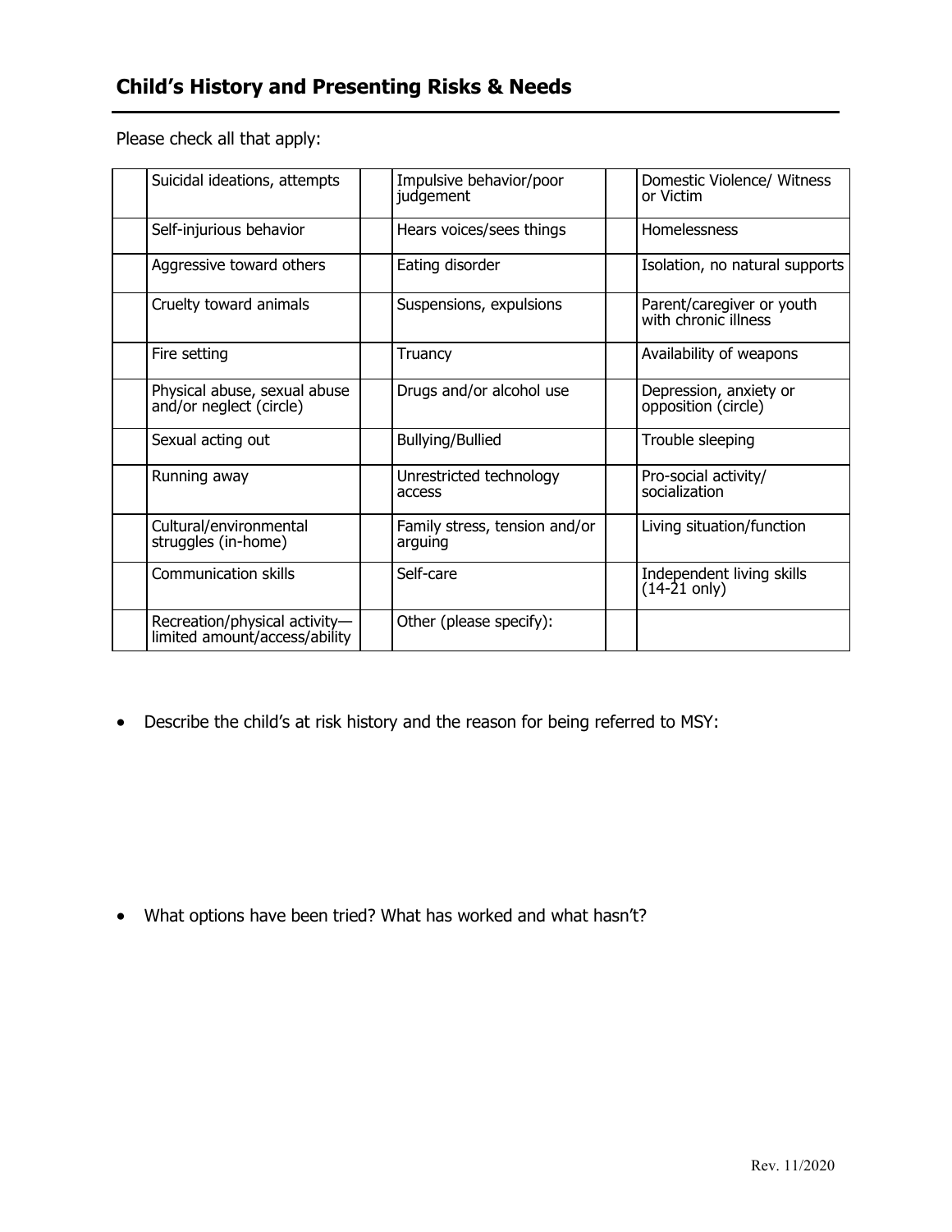## Child's History and Presenting Risks & Needs

Please check all that apply:

| | | | | | |
|---|---|---|---|---|---|
| | Suicidal ideations, attempts | | Impulsive behavior/poor judgement | | Domestic Violence/ Witness or Victim |
| | Self-injurious behavior | | Hears voices/sees things | | Homelessness |
| | Aggressive toward others | | Eating disorder | | Isolation, no natural supports |
| | Cruelty toward animals | | Suspensions, expulsions | | Parent/caregiver or youth with chronic illness |
| | Fire setting | | Truancy | | Availability of weapons |
| | Physical abuse, sexual abuse and/or neglect (circle) | | Drugs and/or alcohol use | | Depression, anxiety or opposition (circle) |
| | Sexual acting out | | Bullying/Bullied | | Trouble sleeping |
| | Running away | | Unrestricted technology access | | Pro-social activity/ socialization |
| | Cultural/environmental struggles (in-home) | | Family stress, tension and/or arguing | | Living situation/function |
| | Communication skills | | Self-care | | Independent living skills (14-21 only) |
| | Recreation/physical activity—limited amount/access/ability | | Other (please specify): | | |

- Describe the child's at risk history and the reason for being referred to MSY:

- What options have been tried? What has worked and what hasn't?

Rev. 11/2020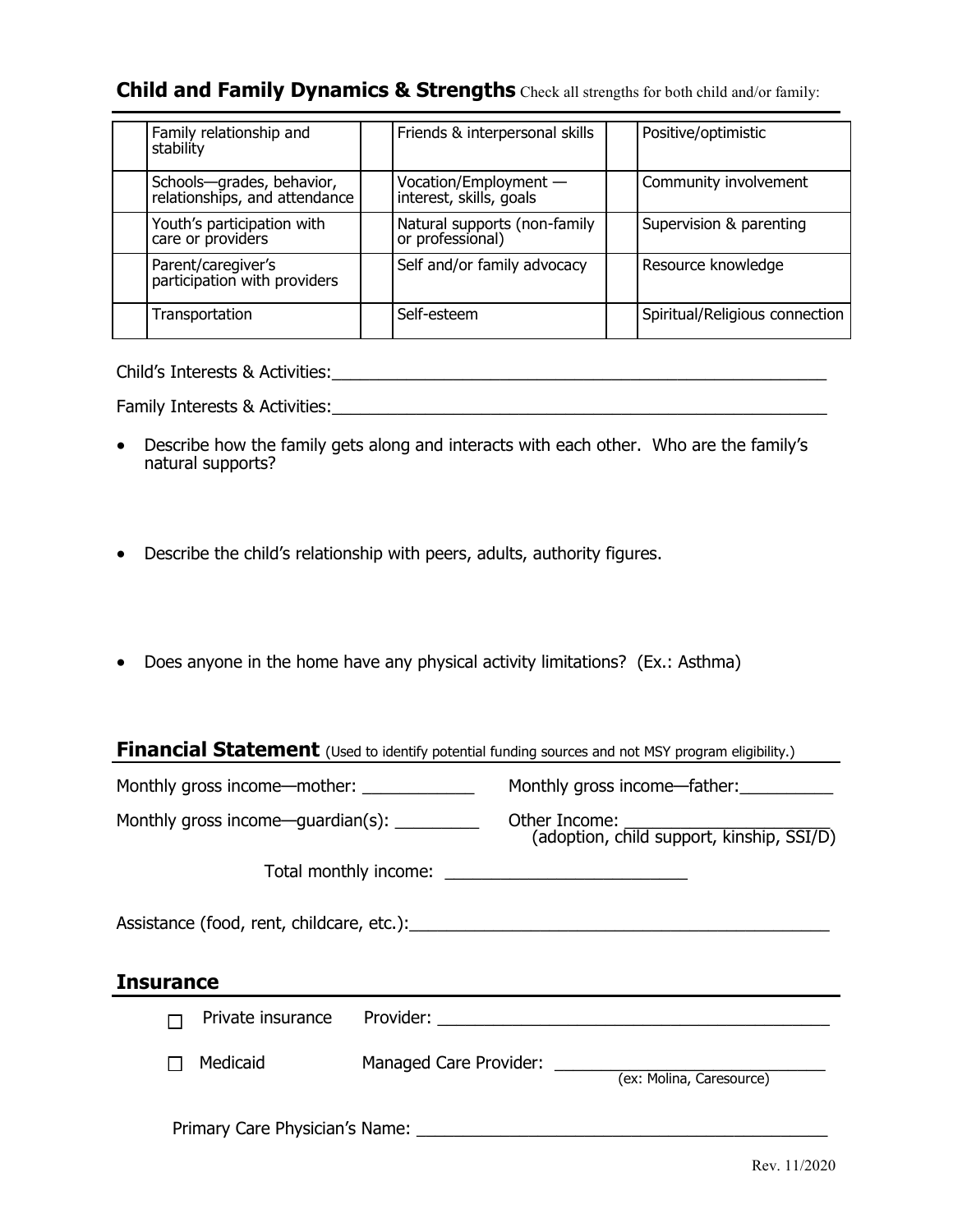## Child and Family Dynamics & Strengths Check all strengths for both child and/or family:

| | | | | | |
|---|---|---|---|---|---|
| | Family relationship and stability | | Friends & interpersonal skills | | Positive/optimistic |
| | Schools—grades, behavior, relationships, and attendance | | Vocation/Employment — interest, skills, goals | | Community involvement |
| | Youth's participation with care or providers | | Natural supports (non-family or professional) | | Supervision & parenting |
| | Parent/caregiver's participation with providers | | Self and/or family advocacy | | Resource knowledge |
| | Transportation | | Self-esteem | | Spiritual/Religious connection |

Child's Interests & Activities:_______________________________________________________

Family Interests & Activities:_______________________________________________________

- Describe how the family gets along and interacts with each other. Who are the family's natural supports?

- Describe the child's relationship with peers, adults, authority figures.

- Does anyone in the home have any physical activity limitations? (Ex.: Asthma)

## Financial Statement (Used to identify potential funding sources and not MSY program eligibility.)

Monthly gross income—mother: ____________ Monthly gross income—father:__________

Monthly gross income—guardian(s): _________ Other Income: ______________________
(adoption, child support, kinship, SSI/D)

Total monthly income: _________________________

Assistance (food, rent, childcare, etc.):____________________________________________

## Insurance

☐ Private insurance Provider: ___________________________________________

☐ Medicaid Managed Care Provider: ___________________________
(ex: Molina, Caresource)

Primary Care Physician's Name: ___________________________________________

Rev. 11/2020